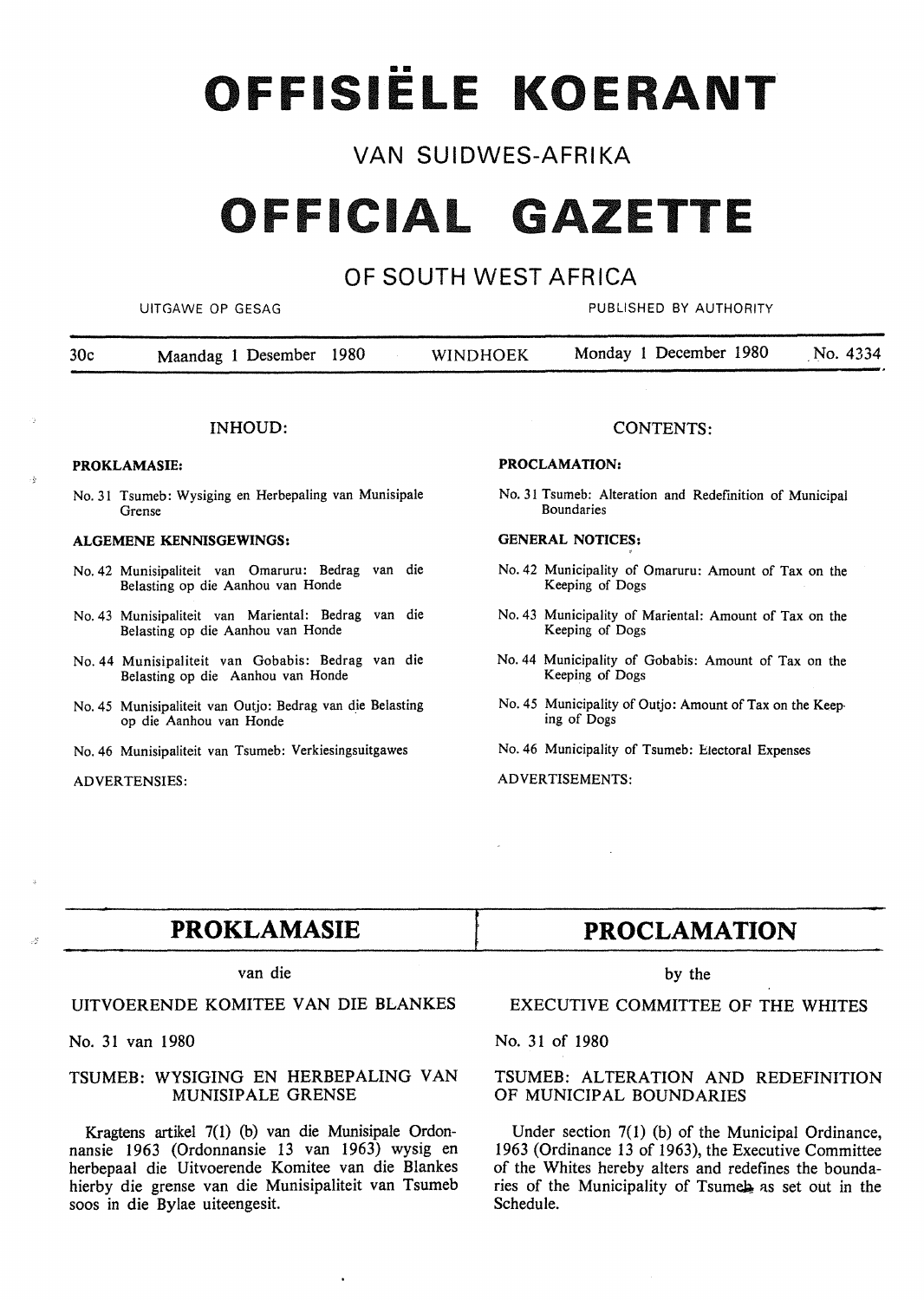# OFFISIËLE KOERANT

## VAN SUIDWES-AFRIKA

# OFFICIAL GAZETTE

## OF SOUTH WEST AFRICA

UITGAWE OP GESAG — PUBLISHED BY AUTHORITY

30c — Maandag 1 Desember 1980 — WINDHOEK — Monday 1 December 1980 — No. 4334

### INHOUD:

**PROKLAMASIE:**

No. 31 Tsumeb: Wysiging en Herbepaling van Munisipale Grense

**ALGEMENE KENNISGEWINGS:**

No. 42 Munisipaliteit van Omaruru: Bedrag van die Belasting op die Aanhou van Honde

No. 43 Munisipaliteit van Mariental: Bedrag van die Belasting op die Aanhou van Honde

No. 44 Munisipaliteit van Gobabis: Bedrag van die Belasting op die Aanhou van Honde

No. 45 Munisipaliteit van Outjo: Bedrag van die Belasting op die Aanhou van Honde

No. 46 Munisipaliteit van Tsumeb: Verkiesingsuitgawes

ADVERTENSIES:

### CONTENTS:

**PROCLAMATION:**

No. 31 Tsumeb: Alteration and Redefinition of Municipal Boundaries

**GENERAL NOTICES:**

No. 42 Municipality of Omaruru: Amount of Tax on the Keeping of Dogs

No. 43 Municipality of Mariental: Amount of Tax on the Keeping of Dogs

No. 44 Municipality of Gobabis: Amount of Tax on the Keeping of Dogs

No. 45 Municipality of Outjo: Amount of Tax on the Keeping of Dogs

No. 46 Municipality of Tsumeb: Electoral Expenses

ADVERTISEMENTS:

## PROKLAMASIE

van die

UITVOERENDE KOMITEE VAN DIE BLANKES

No. 31 van 1980

### TSUMEB: WYSIGING EN HERBEPALING VAN MUNISIPALE GRENSE

Kragtens artikel 7(1) (b) van die Munisipale Ordonnansie 1963 (Ordonnansie 13 van 1963) wysig en herbepaal die Uitvoerende Komitee van die Blankes hierby die grense van die Munisipaliteit van Tsumeb soos in die Bylae uiteengesit.

## PROCLAMATION

by the

EXECUTIVE COMMITTEE OF THE WHITES

No. 31 of 1980

### TSUMEB: ALTERATION AND REDEFINITION OF MUNICIPAL BOUNDARIES

Under section 7(1) (b) of the Municipal Ordinance, 1963 (Ordinance 13 of 1963), the Executive Committee of the Whites hereby alters and redefines the boundaries of the Municipality of Tsumeb as set out in the Schedule.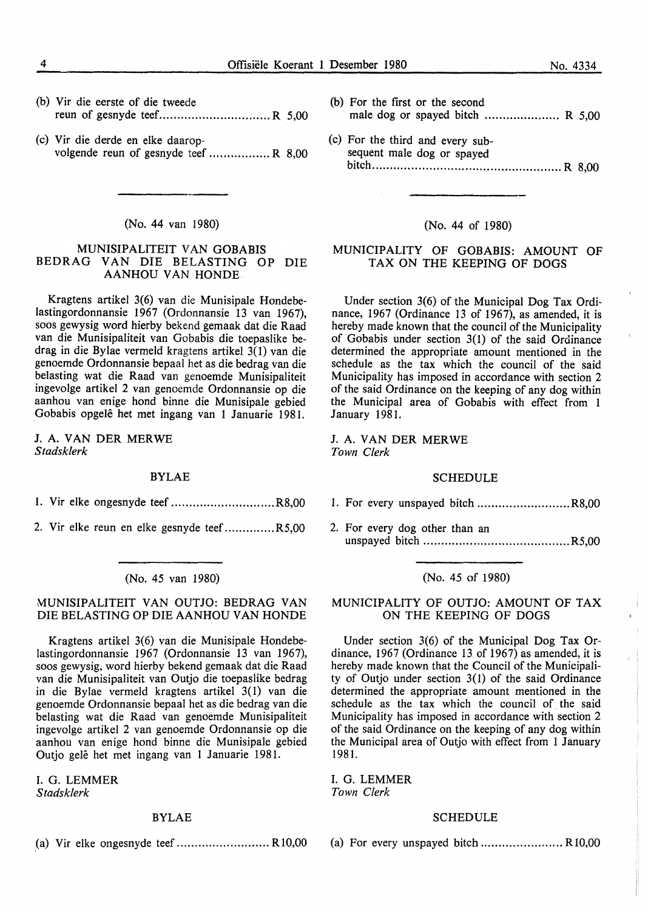(b) Vir die eerste of die tweede reun of gesnyde teef ............................... R 5,00

(c) Vir die derde en elke daaropvolgende reun of gesnyde teef ................. R 8,00

(b) For the first or the second male dog or spayed bitch ..................... R 5,00

(c) For the third and every subsequent male dog or spayed bitch ..................................................... R 8,00

---

(No. 44 van 1980)

## MUNISIPALITEIT VAN GOBABIS BEDRAG VAN DIE BELASTING OP DIE AANHOU VAN HONDE

Kragtens artikel 3(6) van die Munisipale Hondebelastingordonnansie 1967 (Ordonnansie 13 van 1967), soos gewysig word hierby bekend gemaak dat die Raad van die Munisipaliteit van Gobabis die toepaslike bedrag in die Bylae vermeld kragtens artikel 3(1) van die genoemde Ordonnansie bepaal het as die bedrag van die belasting wat die Raad van genoemde Munisipaliteit ingevolge artikel 2 van genoemde Ordonnansie op die aanhou van enige hond binne die Munisipale gebied Gobabis opgelê het met ingang van 1 Januarie 1981.

J. A. VAN DER MERWE
*Stadsklerk*

### BYLAE

1. Vir elke ongesnyde teef ............................. R8,00

2. Vir elke reun en elke gesnyde teef ............. R5,00

(No. 44 of 1980)

## MUNICIPALITY OF GOBABIS: AMOUNT OF TAX ON THE KEEPING OF DOGS

Under section 3(6) of the Municipal Dog Tax Ordinance, 1967 (Ordinance 13 of 1967), as amended, it is hereby made known that the council of the Municipality of Gobabis under section 3(1) of the said Ordinance determined the appropriate amount mentioned in the schedule as the tax which the council of the said Municipality has imposed in accordance with section 2 of the said Ordinance on the keeping of any dog within the Municipal area of Gobabis with effect from 1 January 1981.

J. A. VAN DER MERWE
*Town Clerk*

### SCHEDULE

1. For every unspayed bitch .......................... R8,00

2. For every dog other than an unspayed bitch ......................................... R5,00

---

(No. 45 van 1980)

## MUNISIPALITEIT VAN OUTJO: BEDRAG VAN DIE BELASTING OP DIE AANHOU VAN HONDE

Kragtens artikel 3(6) van die Munisipale Hondebelastingordonnansie 1967 (Ordonnansie 13 van 1967), soos gewysig, word hierby bekend gemaak dat die Raad van die Munisipaliteit van Outjo die toepaslike bedrag in die Bylae vermeld kragtens artikel 3(1) van die genoemde Ordonnansie bepaal het as die bedrag van die belasting wat die Raad van genoemde Munisipaliteit ingevolge artikel 2 van genoemde Ordonnansie op die aanhou van enige hond binne die Munisipale gebied Outjo gelê het met ingang van 1 Januarie 1981.

I. G. LEMMER
*Stadsklerk*

### BYLAE

(a) Vir elke ongesnyde teef .......................... R10,00

(No. 45 of 1980)

## MUNICIPALITY OF OUTJO: AMOUNT OF TAX ON THE KEEPING OF DOGS

Under section 3(6) of the Municipal Dog Tax Ordinance, 1967 (Ordinance 13 of 1967) as amended, it is hereby made known that the Council of the Municipality of Outjo under section 3(1) of the said Ordinance determined the appropriate amount mentioned in the schedule as the tax which the council of the said Municipality has imposed in accordance with section 2 of the said Ordinance on the keeping of any dog within the Municipal area of Outjo with effect from 1 January 1981.

I. G. LEMMER
*Town Clerk*

### SCHEDULE

(a) For every unspayed bitch ....................... R10,00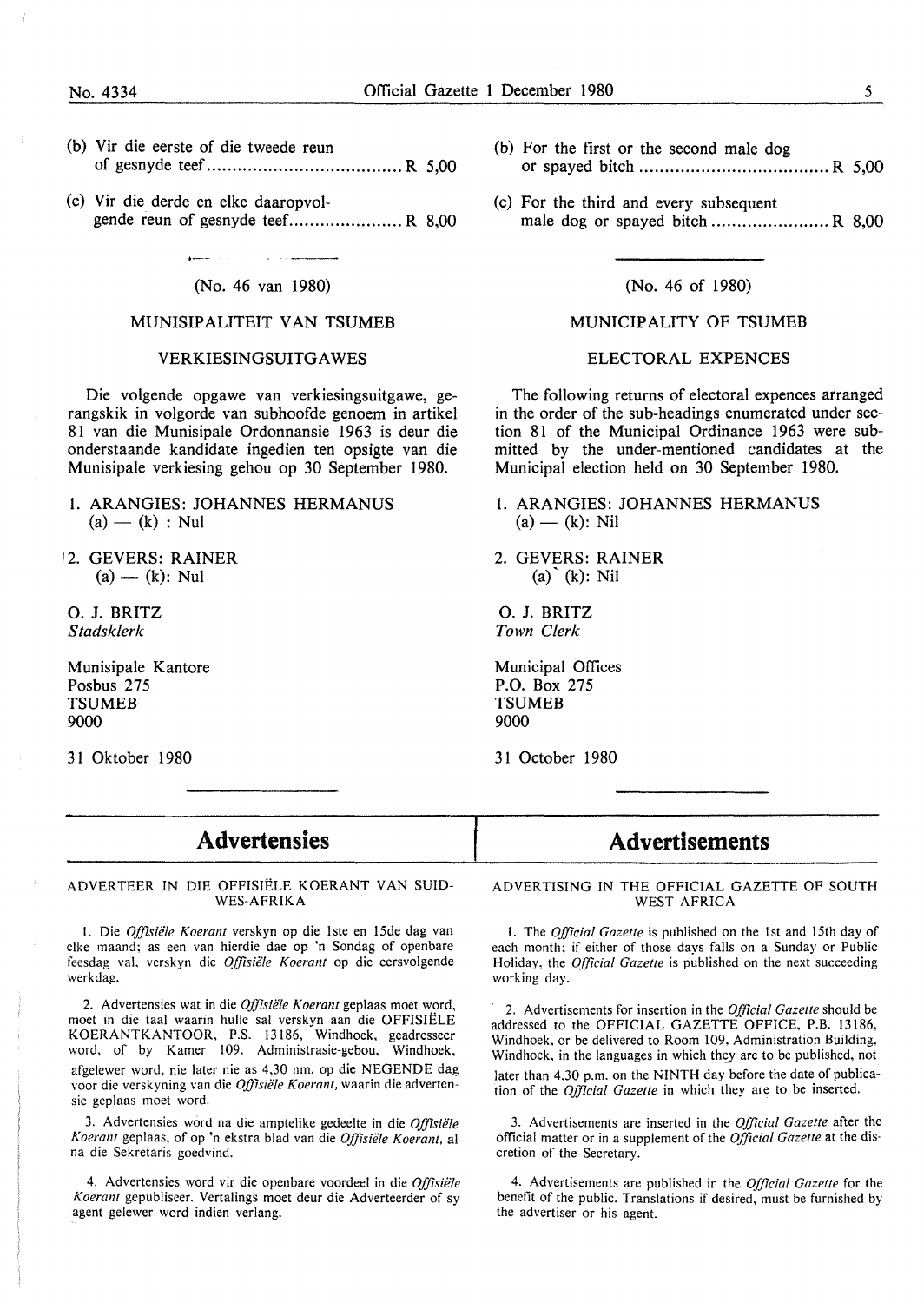(b) Vir die eerste of die tweede reun of gesnyde teef ...................................... R 5,00

(c) Vir die derde en elke daaropvolgende reun of gesnyde teef ...................... R 8,00

(No. 46 van 1980)

MUNISIPALITEIT VAN TSUMEB

VERKIESINGSUITGAWES

Die volgende opgawe van verkiesingsuitgawe, gerangskik in volgorde van subhoofde genoem in artikel 81 van die Munisipale Ordonnansie 1963 is deur die onderstaande kandidate ingedien ten opsigte van die Munisipale verkiesing gehou op 30 September 1980.

1. ARANGIES: JOHANNES HERMANUS
   (a) — (k) : Nul

2. GEVERS: RAINER
   (a) — (k): Nul

O. J. BRITZ
*Stadsklerk*

Munisipale Kantore
Posbus 275
TSUMEB
9000

31 Oktober 1980

(b) For the first or the second male dog or spayed bitch ..................................... R 5,00

(c) For the third and every subsequent male dog or spayed bitch ....................... R 8,00

(No. 46 of 1980)

MUNICIPALITY OF TSUMEB

ELECTORAL EXPENCES

The following returns of electoral expences arranged in the order of the sub-headings enumerated under section 81 of the Municipal Ordinance 1963 were submitted by the under-mentioned candidates at the Municipal election held on 30 September 1980.

1. ARANGIES: JOHANNES HERMANUS
   (a) — (k): Nil

2. GEVERS: RAINER
   (a)` (k): Nil

O. J. BRITZ
*Town Clerk*

Municipal Offices
P.O. Box 275
TSUMEB
9000

31 October 1980

# Advertensies

ADVERTEER IN DIE OFFISIËLE KOERANT VAN SUIDWES-AFRIKA

1. Die *Offisiële Koerant* verskyn op die 1ste en 15de dag van elke maand; as een van hierdie dae op 'n Sondag of openbare feesdag val, verskyn die *Offisiële Koerant* op die eersvolgende werkdag.

2. Advertensies wat in die *Offisiële Koerant* geplaas moet word, moet in die taal waarin hulle sal verskyn aan die OFFISIËLE KOERANTKANTOOR, P.S. 13186, Windhoek, geadresseer word, of by Kamer 109, Administrasie-gebou, Windhoek, afgelewer word, nie later nie as 4,30 nm. op die NEGENDE dag voor die verskyning van die *Offisiële Koerant*, waarin die advertensie geplaas moet word.

3. Advertensies word na die amptelike gedeelte in die *Offisiële Koerant* geplaas, of op 'n ekstra blad van die *Offisiële Koerant*, al na die Sekretaris goedvind.

4. Advertensies word vir die openbare voordeel in die *Offisiële Koerant* gepubliseer. Vertalings moet deur die Adverteerder of sy agent gelewer word indien verlang.

# Advertisements

ADVERTISING IN THE OFFICIAL GAZETTE OF SOUTH WEST AFRICA

1. The *Official Gazette* is published on the 1st and 15th day of each month; if either of those days falls on a Sunday or Public Holiday, the *Official Gazette* is published on the next succeeding working day.

2. Advertisements for insertion in the *Official Gazette* should be addressed to the OFFICIAL GAZETTE OFFICE, P.B. 13186, Windhoek, or be delivered to Room 109, Administration Building, Windhoek, in the languages in which they are to be published, not later than 4,30 p.m. on the NINTH day before the date of publication of the *Official Gazette* in which they are to be inserted.

3. Advertisements are inserted in the *Official Gazette* after the official matter or in a supplement of the *Official Gazette* at the discretion of the Secretary.

4. Advertisements are published in the *Official Gazette* for the benefit of the public. Translations if desired, must be furnished by the advertiser or his agent.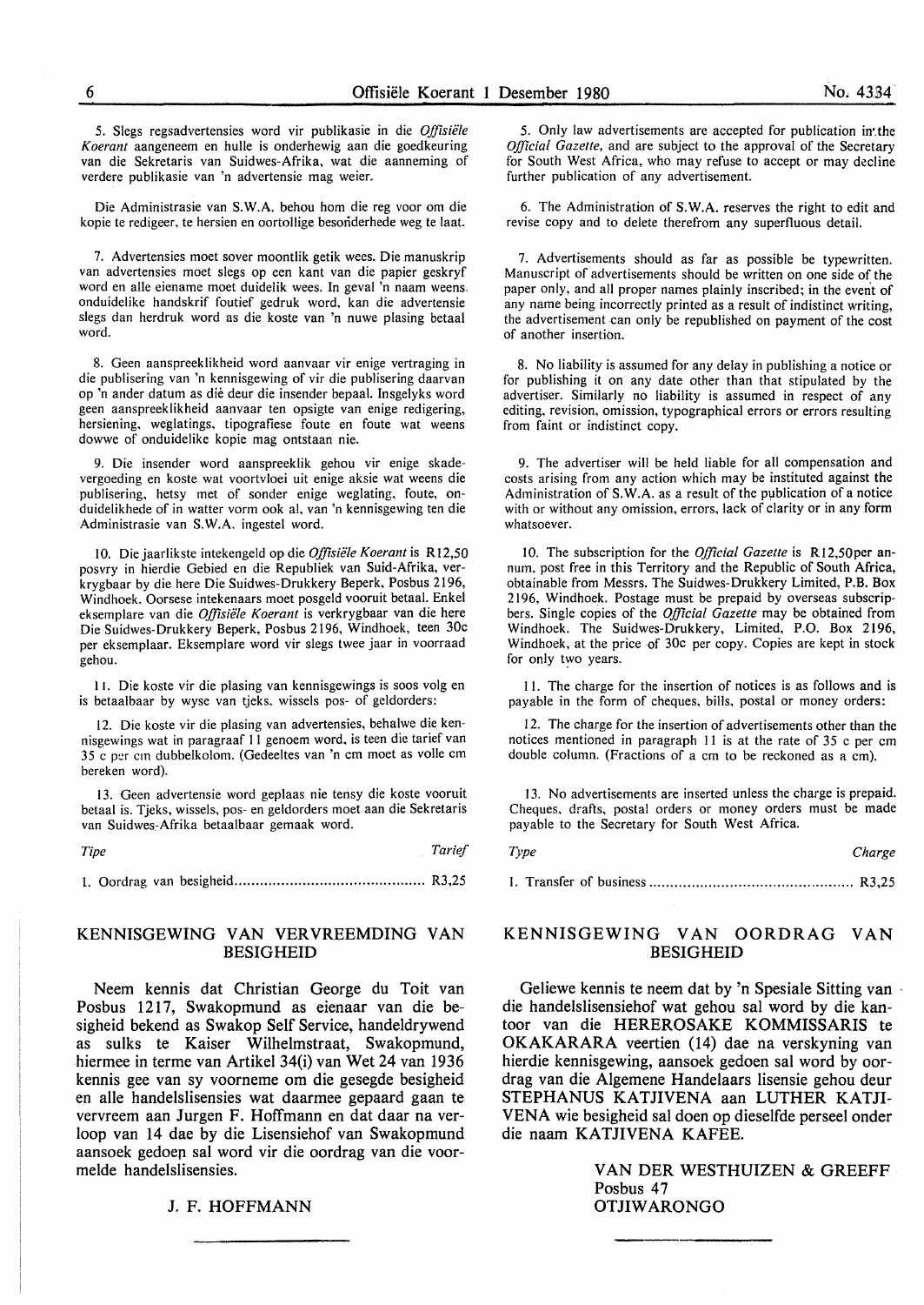5. Slegs regsadvertensies word vir publikasie in die *Offisiële Koerant* aangeneem en hulle is onderhewig aan die goedkeuring van die Sekretaris van Suidwes-Afrika, wat die aanneming of verdere publikasie van 'n advertensie mag weier.

Die Administrasie van S.W.A. behou hom die reg voor om die kopie te redigeer, te hersien en oortollige besonderhede weg te laat.

7. Advertensies moet sover moontlik getik wees. Die manuskrip van advertensies moet slegs op een kant van die papier geskryf word en alle eiename moet duidelik wees. In geval 'n naam weens onduidelike handskrif foutief gedruk word, kan die advertensie slegs dan herdruk word as die koste van 'n nuwe plasing betaal word.

8. Geen aanspreeklikheid word aanvaar vir enige vertraging in die publisering van 'n kennisgewing of vir die publisering daarvan op 'n ander datum as dié deur die insender bepaal. Insgelyks word geen aanspreeklikheid aanvaar ten opsigte van enige redigering, hersiening, weglatings, tipografiese foute en foute wat weens dowwe of onduidelike kopie mag ontstaan nie.

9. Die insender word aanspreeklik gehou vir enige skadevergoeding en koste wat voortvloei uit enige aksie wat weens die publisering, hetsy met of sonder enige weglating, foute, onduidelikhede of in watter vorm ook al, van 'n kennisgewing teen die Administrasie van S.W.A. ingestel word.

10. Die jaarlikste intekengeld op die *Offisiële Koerant* is R12,50 posvry in hierdie Gebied en die Republiek van Suid-Afrika, verkrygbaar by die here Die Suidwes-Drukkery Beperk, Posbus 2196, Windhoek. Oorsese intekenaars moet posgeld vooruit betaal. Enkel eksemplare van die *Offisiële Koerant* is verkrygbaar van die here Die Suidwes-Drukkery Beperk, Posbus 2196, Windhoek, teen 30c per eksemplaar. Eksemplare word vir slegs twee jaar in voorraad gehou.

11. Die koste vir die plasing van kennisgewings is soos volg en is betaalbaar by wyse van tjeks, wissels pos- of geldorders:

12. Die koste vir die plasing van advertensies, behalwe die kennisgewings wat in paragraaf 11 genoem word, is teen die tarief van 35 c per cm dubbelkolom. (Gedeeltes van 'n cm moet as volle cm bereken word).

13. Geen advertensie word geplaas nie tensy die koste vooruit betaal is. Tjeks, wissels, pos- en geldorders moet aan die Sekretaris van Suidwes-Afrika betaalbaar gemaak word.

| *Tipe* | *Tarief* |
|---|---|
| 1. Oordrag van besigheid | R3,25 |

5. Only law advertisements are accepted for publication in the *Official Gazette*, and are subject to the approval of the Secretary for South West Africa, who may refuse to accept or may decline further publication of any advertisement.

6. The Administration of S.W.A. reserves the right to edit and revise copy and to delete therefrom any superfluous detail.

7. Advertisements should as far as possible be typewritten. Manuscript of advertisements should be written on one side of the paper only, and all proper names plainly inscribed; in the event of any name being incorrectly printed as a result of indistinct writing, the advertisement can only be republished on payment of the cost of another insertion.

8. No liability is assumed for any delay in publishing a notice or for publishing it on any date other than that stipulated by the advertiser. Similarly no liability is assumed in respect of any editing, revision, omission, typographical errors or errors resulting from faint or indistinct copy.

9. The advertiser will be held liable for all compensation and costs arising from any action which may be instituted against the Administration of S.W.A. as a result of the publication of a notice with or without any omission, errors, lack of clarity or in any form whatsoever.

10. The subscription for the *Official Gazette* is R12,50 per annum, post free in this Territory and the Republic of South Africa, obtainable from Messrs. The Suidwes-Drukkery Limited, P.B. Box 2196, Windhoek. Postage must be prepaid by overseas subscribers. Single copies of the *Official Gazette* may be obtained from Windhoek. The Suidwes-Drukkery, Limited, P.O. Box 2196, Windhoek, at the price of 30c per copy. Copies are kept in stock for only two years.

11. The charge for the insertion of notices is as follows and is payable in the form of cheques, bills, postal or money orders:

12. The charge for the insertion of advertisements other than the notices mentioned in paragraph 11 is at the rate of 35 c per cm double column. (Fractions of a cm to be reckoned as a cm).

13. No advertisements are inserted unless the charge is prepaid. Cheques, drafts, postal orders or money orders must be made payable to the Secretary for South West Africa.

| *Type* | *Charge* |
|---|---|
| 1. Transfer of business | R3,25 |

## KENNISGEWING VAN VERVREEMDING VAN BESIGHEID

Neem kennis dat Christian George du Toit van Posbus 1217, Swakopmund as eienaar van die besigheid bekend as Swakop Self Service, handeldrywend as sulks te Kaiser Wilhelmstraat, Swakopmund, hiermee in terme van Artikel 34(i) van Wet 24 van 1936 kennis gee van sy voorneme om die gesegde besigheid en alle handelslisensies wat daarmee gepaard gaan te vervreem aan Jurgen F. Hoffmann en dat daar na verloop van 14 dae by die Lisensiehof van Swakopmund aansoek gedoen sal word vir die oordrag van die voormelde handelslisensies.

J. F. HOFFMANN

## KENNISGEWING VAN OORDRAG VAN BESIGHEID

Geliewe kennis te neem dat by 'n Spesiale Sitting van die handelslisensiehof wat gehou sal word by die kantoor van die HEREROSAKE KOMMISSARIS te OKAKARARA veertien (14) dae na verskyning van hierdie kennisgewing, aansoek gedoen sal word by oordrag van die Algemene Handelaars lisensie gehou deur STEPHANUS KATJIVENA aan LUTHER KATJIVENA wie besigheid sal doen op dieselfde perseel onder die naam KATJIVENA KAFEE.

VAN DER WESTHUIZEN & GREEFF
Posbus 47
OTJIWARONGO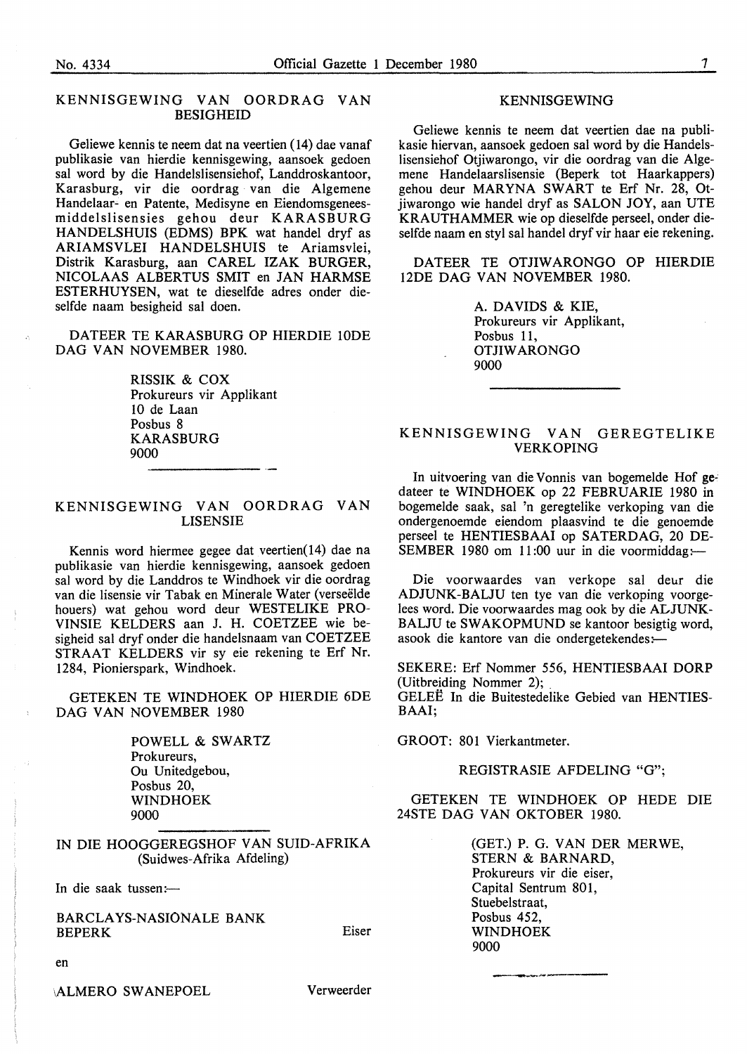## KENNISGEWING VAN OORDRAG VAN BESIGHEID

Geliewe kennis te neem dat na veertien (14) dae vanaf publikasie van hierdie kennisgewing, aansoek gedoen sal word by die Handelslisensiehof, Landdroskantoor, Karasburg, vir die oordrag van die Algemene Handelaar- en Patente, Medisyne en Eiendomsgeneesmiddelslisensies gehou deur KARASBURG HANDELSHUIS (EDMS) BPK wat handel dryf as ARIAMSVLEI HANDELSHUIS te Ariamsvlei, Distrik Karasburg, aan CAREL IZAK BURGER, NICOLAAS ALBERTUS SMIT en JAN HARMSE ESTERHUYSEN, wat te dieselfde adres onder dieselfde naam besigheid sal doen.

DATEER TE KARASBURG OP HIERDIE 10DE DAG VAN NOVEMBER 1980.

RISSIK & COX
Prokureurs vir Applikant
10 de Laan
Posbus 8
KARASBURG
9000

## KENNISGEWING VAN OORDRAG VAN LISENSIE

Kennis word hiermee gegee dat veertien(14) dae na publikasie van hierdie kennisgewing, aansoek gedoen sal word by die Landdros te Windhoek vir die oordrag van die lisensie vir Tabak en Minerale Water (verseëlde houers) wat gehou word deur WESTELIKE PROVINSIE KELDERS aan J. H. COETZEE wie besigheid sal dryf onder die handelsnaam van COETZEE STRAAT KELDERS vir sy eie rekening te Erf Nr. 1284, Pionierspark, Windhoek.

GETEKEN TE WINDHOEK OP HIERDIE 6DE DAG VAN NOVEMBER 1980

POWELL & SWARTZ
Prokureurs,
Ou Unitedgebou,
Posbus 20,
WINDHOEK
9000

## IN DIE HOOGGEREGSHOF VAN SUID-AFRIKA (Suidwes-Afrika Afdeling)

In die saak tussen:—

BARCLAYS-NASIONALE BANK BEPERK — Eiser

en

ALMERO SWANEPOEL — Verweerder

## KENNISGEWING

Geliewe kennis te neem dat veertien dae na publikasie hiervan, aansoek gedoen sal word by die Handelslisensiehof Otjiwarongo, vir die oordrag van die Algemene Handelaarslisensie (Beperk tot Haarkappers) gehou deur MARYNA SWART te Erf Nr. 28, Otjiwarongo wie handel dryf as SALON JOY, aan UTE KRAUTHAMMER wie op dieselfde perseel, onder dieselfde naam en styl sal handel dryf vir haar eie rekening.

DATEER TE OTJIWARONGO OP HIERDIE 12DE DAG VAN NOVEMBER 1980.

A. DAVIDS & KIE,
Prokureurs vir Applikant,
Posbus 11,
OTJIWARONGO
9000

## KENNISGEWING VAN GEREGTELIKE VERKOPING

In uitvoering van die Vonnis van bogemelde Hof gedateer te WINDHOEK op 22 FEBRUARIE 1980 in bogemelde saak, sal 'n geregtelike verkoping van die ondergenoemde eiendom plaasvind te die genoemde perseel te HENTIESBAAI op SATERDAG, 20 DESEMBER 1980 om 11:00 uur in die voormiddag:—

Die voorwaardes van verkope sal deur die ADJUNK-BALJU ten tye van die verkoping voorgelees word. Die voorwaardes mag ook by die ADJUNK-BALJU te SWAKOPMUND se kantoor besigtig word, asook die kantore van die ondergetekendes:—

SEKERE: Erf Nommer 556, HENTIESBAAI DORP (Uitbreiding Nommer 2);
GELEË In die Buitestedelike Gebied van HENTIESBAAI;

GROOT: 801 Vierkantmeter.

REGISTRASIE AFDELING "G";

GETEKEN TE WINDHOEK OP HEDE DIE 24STE DAG VAN OKTOBER 1980.

(GET.) P. G. VAN DER MERWE,
STERN & BARNARD,
Prokureurs vir die eiser,
Capital Sentrum 801,
Stuebelstraat,
Posbus 452,
WINDHOEK
9000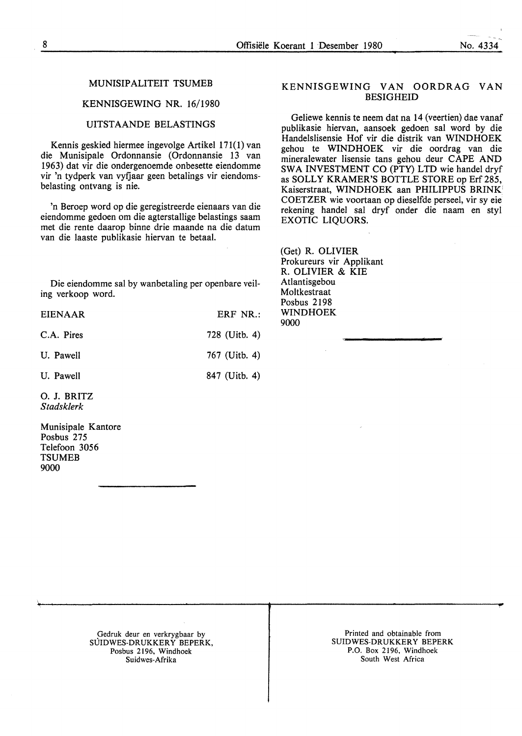## MUNISIPALITEIT TSUMEB

### KENNISGEWING NR. 16/1980

### UITSTAANDE BELASTINGS

Kennis geskied hiermee ingevolge Artikel 171(1) van die Munisipale Ordonnansie (Ordonnansie 13 van 1963) dat vir die ondergenoemde onbesette eiendomme vir 'n tydperk van vyfjaar geen betalings vir eiendomsbelasting ontvang is nie.

'n Beroep word op die geregistreerde eienaars van die eiendomme gedoen om die agterstallige belastings saam met die rente daarop binne drie maande na die datum van die laaste publikasie hiervan te betaal.

Die eiendomme sal by wanbetaling per openbare veiling verkoop word.

| EIENAAR | ERF NR.: |
|---|---|
| C.A. Pires | 728 (Uitb. 4) |
| U. Pawell | 767 (Uitb. 4) |
| U. Pawell | 847 (Uitb. 4) |

O. J. BRITZ
*Stadsklerk*

Munisipale Kantore
Posbus 275
Telefoon 3056
TSUMEB
9000

---

## KENNISGEWING VAN OORDRAG VAN BESIGHEID

Geliewe kennis te neem dat na 14 (veertien) dae vanaf publikasie hiervan, aansoek gedoen sal word by die Handelslisensie Hof vir die distrik van WINDHOEK gehou te WINDHOEK vir die oordrag van die mineralewater lisensie tans gehou deur CAPE AND SWA INVESTMENT CO (PTY) LTD wie handel dryf as SOLLY KRAMER'S BOTTLE STORE op Erf 285, Kaiserstraat, WINDHOEK aan PHILIPPUS BRINK COETZER wie voortaan op dieselfde perseel, vir sy eie rekening handel sal dryf onder die naam en styl EXOTIC LIQUORS.

(Get) R. OLIVIER
Prokureurs vir Applikant
R. OLIVIER & KIE
Atlantisgebou
Moltkestraat
Posbus 2198
WINDHOEK
9000

---

Gedruk deur en verkrygbaar by
SUIDWES-DRUKKERY BEPERK,
Posbus 2196, Windhoek
Suidwes-Afrika

Printed and obtainable from
SUIDWES-DRUKKERY BEPERK
P.O. Box 2196, Windhoek
South West Africa